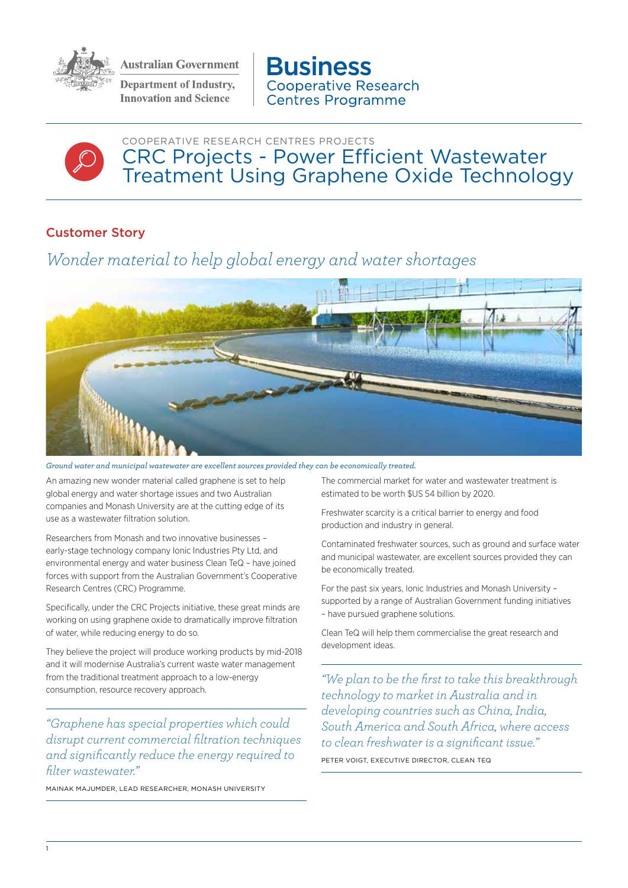Australian Government

Department of Industry, Innovation and Science

**Business**
Cooperative Research Centres Programme

COOPERATIVE RESEARCH CENTRES PROJECTS

# CRC Projects - Power Efficient Wastewater Treatment Using Graphene Oxide Technology

## Customer Story

### *Wonder material to help global energy and water shortages*

*Ground water and municipal wastewater are excellent sources provided they can be economically treated.*

An amazing new wonder material called graphene is set to help global energy and water shortage issues and two Australian companies and Monash University are at the cutting edge of its use as a wastewater filtration solution.

Researchers from Monash and two innovative businesses – early-stage technology company Ionic Industries Pty Ltd, and environmental energy and water business Clean TeQ – have joined forces with support from the Australian Government's Cooperative Research Centres (CRC) Programme.

Specifically, under the CRC Projects initiative, these great minds are working on using graphene oxide to dramatically improve filtration of water, while reducing energy to do so.

They believe the project will produce working products by mid-2018 and it will modernise Australia's current waste water management from the traditional treatment approach to a low-energy consumption, resource recovery approach.

> *"Graphene has special properties which could disrupt current commercial filtration techniques and significantly reduce the energy required to filter wastewater."*
>
> MAINAK MAJUMDER, LEAD RESEARCHER, MONASH UNIVERSITY

The commercial market for water and wastewater treatment is estimated to be worth $US 54 billion by 2020.

Freshwater scarcity is a critical barrier to energy and food production and industry in general.

Contaminated freshwater sources, such as ground and surface water and municipal wastewater, are excellent sources provided they can be economically treated.

For the past six years, Ionic Industries and Monash University – supported by a range of Australian Government funding initiatives – have pursued graphene solutions.

Clean TeQ will help them commercialise the great research and development ideas.

> *"We plan to be the first to take this breakthrough technology to market in Australia and in developing countries such as China, India, South America and South Africa, where access to clean freshwater is a significant issue."*
>
> PETER VOIGT, EXECUTIVE DIRECTOR, CLEAN TEQ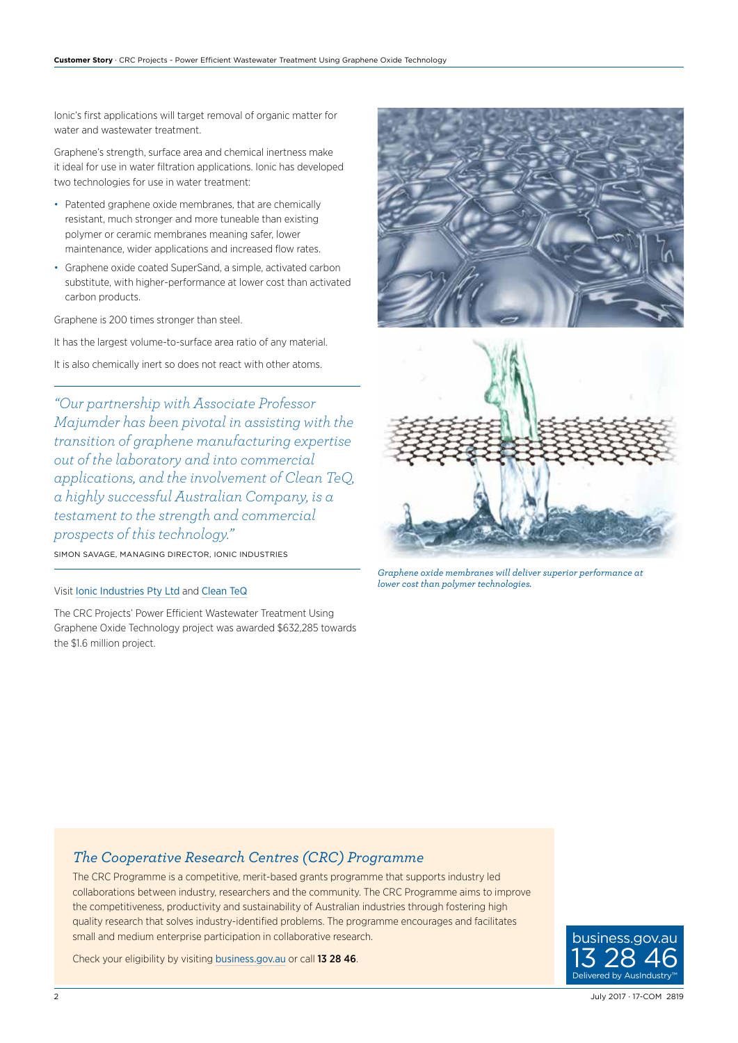Ionic's first applications will target removal of organic matter for water and wastewater treatment.

Graphene's strength, surface area and chemical inertness make it ideal for use in water filtration applications. Ionic has developed two technologies for use in water treatment:

- Patented graphene oxide membranes, that are chemically resistant, much stronger and more tuneable than existing polymer or ceramic membranes meaning safer, lower maintenance, wider applications and increased flow rates.
- Graphene oxide coated SuperSand, a simple, activated carbon substitute, with higher-performance at lower cost than activated carbon products.

Graphene is 200 times stronger than steel.

It has the largest volume-to-surface area ratio of any material.

It is also chemically inert so does not react with other atoms.

> *"Our partnership with Associate Professor Majumder has been pivotal in assisting with the transition of graphene manufacturing expertise out of the laboratory and into commercial applications, and the involvement of Clean TeQ, a highly successful Australian Company, is a testament to the strength and commercial prospects of this technology."*
>
> SIMON SAVAGE, MANAGING DIRECTOR, IONIC INDUSTRIES

Visit Ionic Industries Pty Ltd and Clean TeQ

The CRC Projects' Power Efficient Wastewater Treatment Using Graphene Oxide Technology project was awarded $632,285 towards the $1.6 million project.

*Graphene oxide membranes will deliver superior performance at lower cost than polymer technologies.*

## *The Cooperative Research Centres (CRC) Programme*

The CRC Programme is a competitive, merit-based grants programme that supports industry led collaborations between industry, researchers and the community. The CRC Programme aims to improve the competitiveness, productivity and sustainability of Australian industries through fostering high quality research that solves industry-identified problems. The programme encourages and facilitates small and medium enterprise participation in collaborative research.

Check your eligibility by visiting business.gov.au or call **13 28 46**.

business.gov.au
13 28 46
Delivered by AusIndustry™

July 2017 · 17-COM 2819